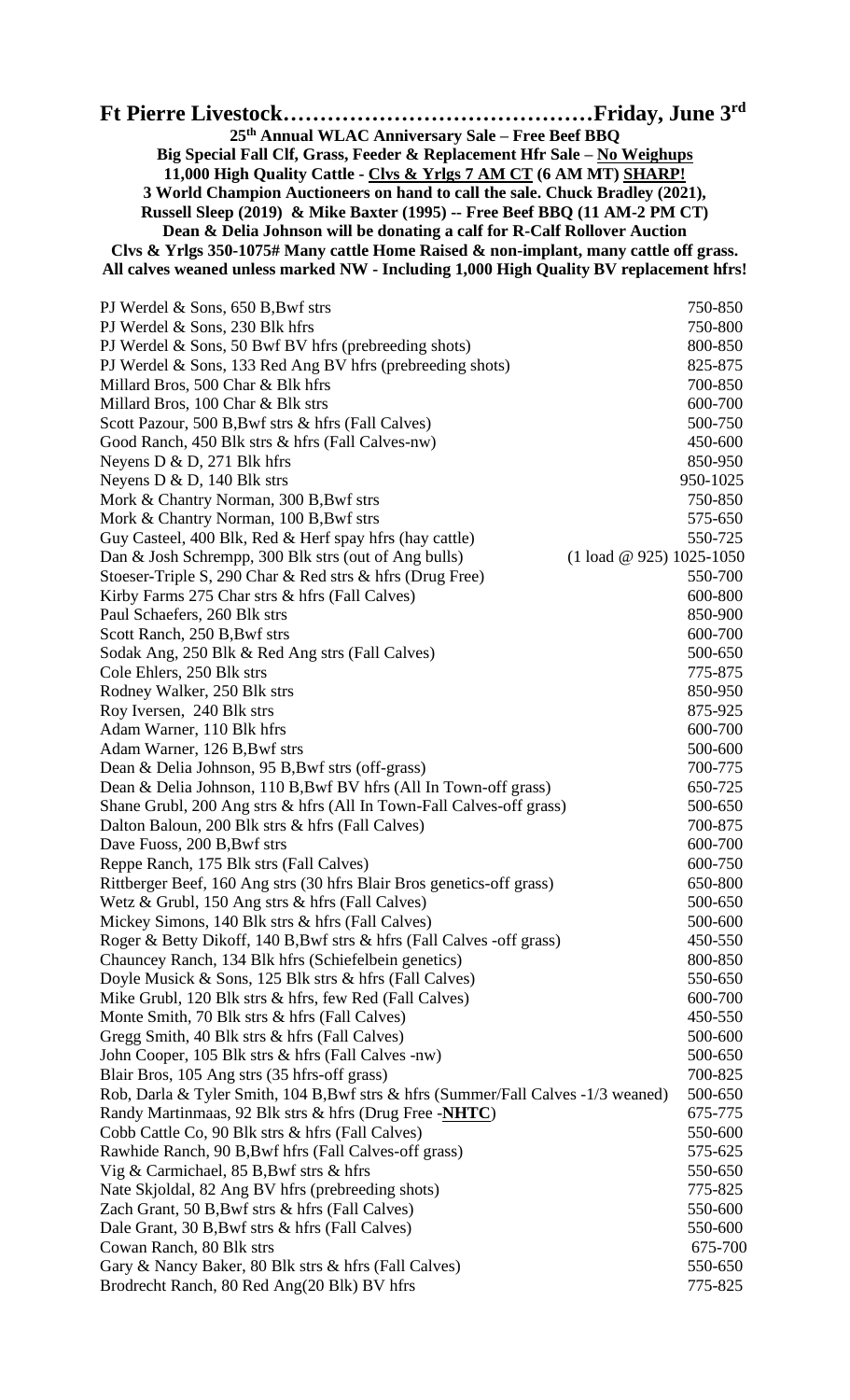# Ft Pierre Livestock……………………………………Friday, June 3rd

**25th Annual WLAC Anniversary Sale – Free Beef BBQ**
**Big Special Fall Clf, Grass, Feeder & Replacement Hfr Sale – No Weighups**
**11,000 High Quality Cattle - Clvs & Yrlgs 7 AM CT (6 AM MT) SHARP!**
**3 World Champion Auctioneers on hand to call the sale. Chuck Bradley (2021), Russell Sleep (2019) & Mike Baxter (1995) -- Free Beef BBQ (11 AM-2 PM CT)**
**Dean & Delia Johnson will be donating a calf for R-Calf Rollover Auction**
**Clvs & Yrlgs 350-1075# Many cattle Home Raised & non-implant, many cattle off grass.**
**All calves weaned unless marked NW - Including 1,000 High Quality BV replacement hfrs!**

| | |
|---|---|
| PJ Werdel & Sons, 650 B,Bwf strs | 750-850 |
| PJ Werdel & Sons, 230 Blk hfrs | 750-800 |
| PJ Werdel & Sons, 50 Bwf BV hfrs (prebreeding shots) | 800-850 |
| PJ Werdel & Sons, 133 Red Ang BV hfrs (prebreeding shots) | 825-875 |
| Millard Bros, 500 Char & Blk hfrs | 700-850 |
| Millard Bros, 100 Char & Blk strs | 600-700 |
| Scott Pazour, 500 B,Bwf strs & hfrs (Fall Calves) | 500-750 |
| Good Ranch, 450 Blk strs & hfrs (Fall Calves-nw) | 450-600 |
| Neyens D & D, 271 Blk hfrs | 850-950 |
| Neyens D & D, 140 Blk strs | 950-1025 |
| Mork & Chantry Norman, 300 B,Bwf strs | 750-850 |
| Mork & Chantry Norman, 100 B,Bwf strs | 575-650 |
| Guy Casteel, 400 Blk, Red & Herf spay hfrs (hay cattle) | 550-725 |
| Dan & Josh Schrempp, 300 Blk strs (out of Ang bulls) (1 load @ 925) | 1025-1050 |
| Stoeser-Triple S, 290 Char & Red strs & hfrs (Drug Free) | 550-700 |
| Kirby Farms 275 Char strs & hfrs (Fall Calves) | 600-800 |
| Paul Schaefers, 260 Blk strs | 850-900 |
| Scott Ranch, 250 B,Bwf strs | 600-700 |
| Sodak Ang, 250 Blk & Red Ang strs (Fall Calves) | 500-650 |
| Cole Ehlers, 250 Blk strs | 775-875 |
| Rodney Walker, 250 Blk strs | 850-950 |
| Roy Iversen, 240 Blk strs | 875-925 |
| Adam Warner, 110 Blk hfrs | 600-700 |
| Adam Warner, 126 B,Bwf strs | 500-600 |
| Dean & Delia Johnson, 95 B,Bwf strs (off-grass) | 700-775 |
| Dean & Delia Johnson, 110 B,Bwf BV hfrs (All In Town-off grass) | 650-725 |
| Shane Grubl, 200 Ang strs & hfrs (All In Town-Fall Calves-off grass) | 500-650 |
| Dalton Baloun, 200 Blk strs & hfrs (Fall Calves) | 700-875 |
| Dave Fuoss, 200 B,Bwf strs | 600-700 |
| Reppe Ranch, 175 Blk strs (Fall Calves) | 600-750 |
| Rittberger Beef, 160 Ang strs (30 hfrs Blair Bros genetics-off grass) | 650-800 |
| Wetz & Grubl, 150 Ang strs & hfrs (Fall Calves) | 500-650 |
| Mickey Simons, 140 Blk strs & hfrs (Fall Calves) | 500-600 |
| Roger & Betty Dikoff, 140 B,Bwf strs & hfrs (Fall Calves -off grass) | 450-550 |
| Chauncey Ranch, 134 Blk hfrs (Schiefelbein genetics) | 800-850 |
| Doyle Musick & Sons, 125 Blk strs & hfrs (Fall Calves) | 550-650 |
| Mike Grubl, 120 Blk strs & hfrs, few Red (Fall Calves) | 600-700 |
| Monte Smith, 70 Blk strs & hfrs (Fall Calves) | 450-550 |
| Gregg Smith, 40 Blk strs & hfrs (Fall Calves) | 500-600 |
| John Cooper, 105 Blk strs & hfrs (Fall Calves -nw) | 500-650 |
| Blair Bros, 105 Ang strs (35 hfrs-off grass) | 700-825 |
| Rob, Darla & Tyler Smith, 104 B,Bwf strs & hfrs (Summer/Fall Calves -1/3 weaned) | 500-650 |
| Randy Martinmaas, 92 Blk strs & hfrs (Drug Free -**NHTC**) | 675-775 |
| Cobb Cattle Co, 90 Blk strs & hfrs (Fall Calves) | 550-600 |
| Rawhide Ranch, 90 B,Bwf hfrs (Fall Calves-off grass) | 575-625 |
| Vig & Carmichael, 85 B,Bwf strs & hfrs | 550-650 |
| Nate Skjoldal, 82 Ang BV hfrs (prebreeding shots) | 775-825 |
| Zach Grant, 50 B,Bwf strs & hfrs (Fall Calves) | 550-600 |
| Dale Grant, 30 B,Bwf strs & hfrs (Fall Calves) | 550-600 |
| Cowan Ranch, 80 Blk strs | 675-700 |
| Gary & Nancy Baker, 80 Blk strs & hfrs (Fall Calves) | 550-650 |
| Brodrecht Ranch, 80 Red Ang(20 Blk) BV hfrs | 775-825 |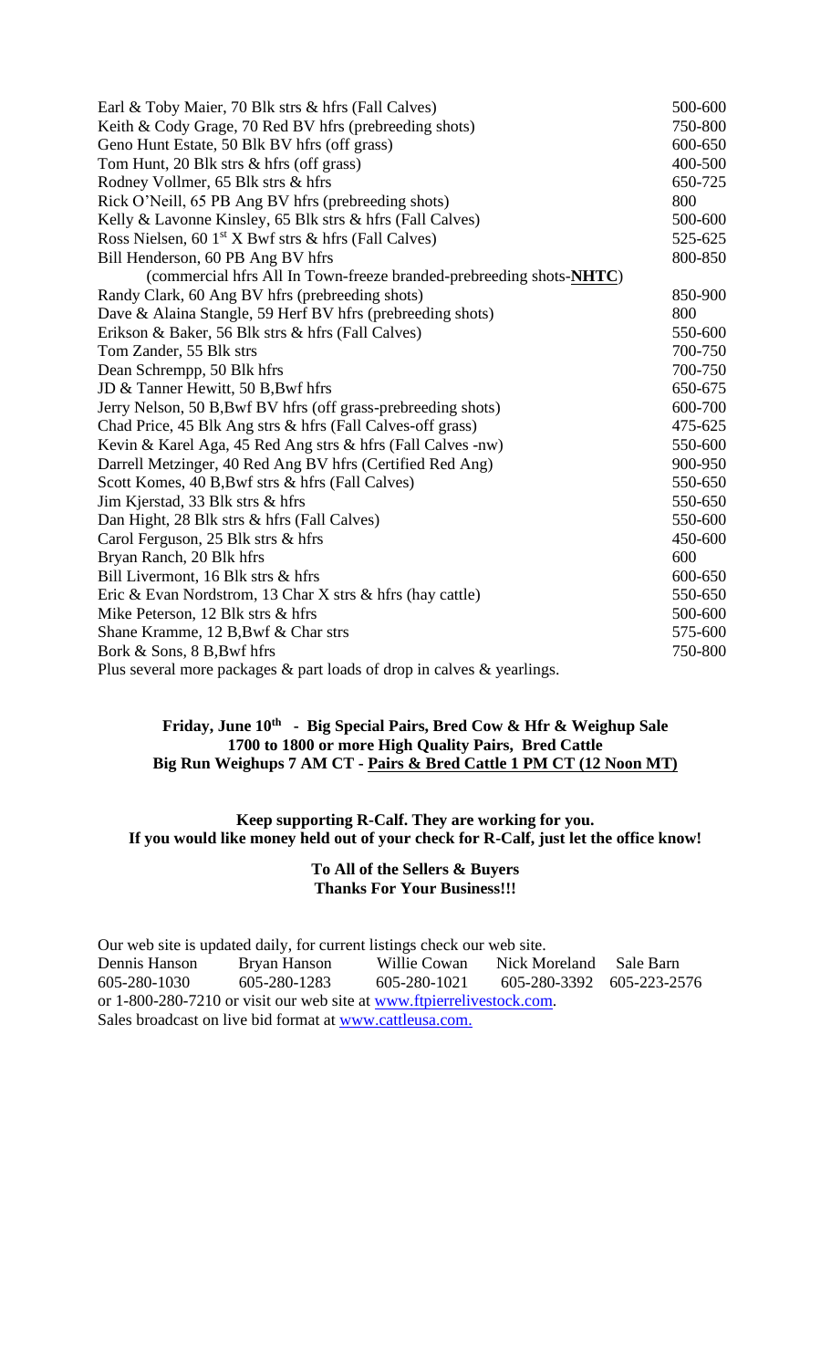| | |
|---|---|
| Earl & Toby Maier, 70 Blk strs & hfrs (Fall Calves) | 500-600 |
| Keith & Cody Grage, 70 Red BV hfrs (prebreeding shots) | 750-800 |
| Geno Hunt Estate, 50 Blk BV hfrs (off grass) | 600-650 |
| Tom Hunt, 20 Blk strs & hfrs (off grass) | 400-500 |
| Rodney Vollmer, 65 Blk strs & hfrs | 650-725 |
| Rick O'Neill, 65 PB Ang BV hfrs (prebreeding shots) | 800 |
| Kelly & Lavonne Kinsley, 65 Blk strs & hfrs (Fall Calves) | 500-600 |
| Ross Nielsen, 60 1st X Bwf strs & hfrs (Fall Calves) | 525-625 |
| Bill Henderson, 60 PB Ang BV hfrs (commercial hfrs All In Town-freeze branded-prebreeding shots-**NHTC**) | 800-850 |
| Randy Clark, 60 Ang BV hfrs (prebreeding shots) | 850-900 |
| Dave & Alaina Stangle, 59 Herf BV hfrs (prebreeding shots) | 800 |
| Erikson & Baker, 56 Blk strs & hfrs (Fall Calves) | 550-600 |
| Tom Zander, 55 Blk strs | 700-750 |
| Dean Schrempp, 50 Blk hfrs | 700-750 |
| JD & Tanner Hewitt, 50 B,Bwf hfrs | 650-675 |
| Jerry Nelson, 50 B,Bwf BV hfrs (off grass-prebreeding shots) | 600-700 |
| Chad Price, 45 Blk Ang strs & hfrs (Fall Calves-off grass) | 475-625 |
| Kevin & Karel Aga, 45 Red Ang strs & hfrs (Fall Calves -nw) | 550-600 |
| Darrell Metzinger, 40 Red Ang BV hfrs (Certified Red Ang) | 900-950 |
| Scott Komes, 40 B,Bwf strs & hfrs (Fall Calves) | 550-650 |
| Jim Kjerstad, 33 Blk strs & hfrs | 550-650 |
| Dan Hight, 28 Blk strs & hfrs (Fall Calves) | 550-600 |
| Carol Ferguson, 25 Blk strs & hfrs | 450-600 |
| Bryan Ranch, 20 Blk hfrs | 600 |
| Bill Livermont, 16 Blk strs & hfrs | 600-650 |
| Eric & Evan Nordstrom, 13 Char X strs & hfrs (hay cattle) | 550-650 |
| Mike Peterson, 12 Blk strs & hfrs | 500-600 |
| Shane Kramme, 12 B,Bwf & Char strs | 575-600 |
| Bork & Sons, 8 B,Bwf hfrs | 750-800 |

Plus several more packages & part loads of drop in calves & yearlings.

**Friday, June 10th - Big Special Pairs, Bred Cow & Hfr & Weighup Sale**
**1700 to 1800 or more High Quality Pairs, Bred Cattle**
**Big Run Weighups 7 AM CT - Pairs & Bred Cattle 1 PM CT (12 Noon MT)**

**Keep supporting R-Calf. They are working for you.**
**If you would like money held out of your check for R-Calf, just let the office know!**

**To All of the Sellers & Buyers**
**Thanks For Your Business!!!**

Our web site is updated daily, for current listings check our web site.

| Dennis Hanson | Bryan Hanson | Willie Cowan | Nick Moreland | Sale Barn |
|---|---|---|---|---|
| 605-280-1030 | 605-280-1283 | 605-280-1021 | 605-280-3392 | 605-223-2576 |

or 1-800-280-7210 or visit our web site at www.ftpierrelivestock.com.
Sales broadcast on live bid format at www.cattleusa.com.